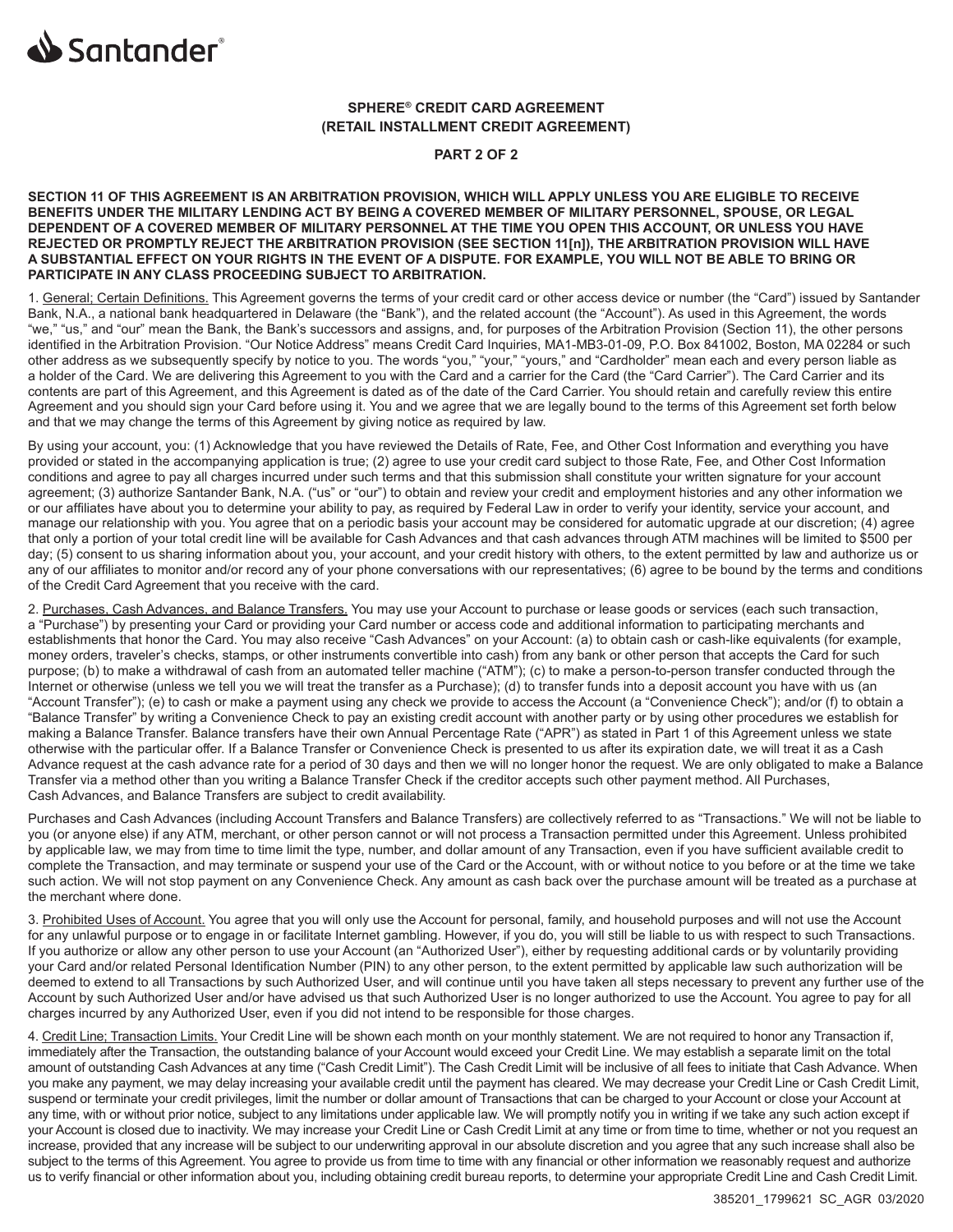Santander®

## SPHERE® CREDIT CARD AGREEMENT (RETAIL INSTALLMENT CREDIT AGREEMENT)

### PART 2 OF 2

**SECTION 11 OF THIS AGREEMENT IS AN ARBITRATION PROVISION, WHICH WILL APPLY UNLESS YOU ARE ELIGIBLE TO RECEIVE BENEFITS UNDER THE MILITARY LENDING ACT BY BEING A COVERED MEMBER OF MILITARY PERSONNEL, SPOUSE, OR LEGAL DEPENDENT OF A COVERED MEMBER OF MILITARY PERSONNEL AT THE TIME YOU OPEN THIS ACCOUNT, OR UNLESS YOU HAVE REJECTED OR PROMPTLY REJECT THE ARBITRATION PROVISION (SEE SECTION 11[n]), THE ARBITRATION PROVISION WILL HAVE A SUBSTANTIAL EFFECT ON YOUR RIGHTS IN THE EVENT OF A DISPUTE. FOR EXAMPLE, YOU WILL NOT BE ABLE TO BRING OR PARTICIPATE IN ANY CLASS PROCEEDING SUBJECT TO ARBITRATION.**

1. General; Certain Definitions. This Agreement governs the terms of your credit card or other access device or number (the "Card") issued by Santander Bank, N.A., a national bank headquartered in Delaware (the "Bank"), and the related account (the "Account"). As used in this Agreement, the words "we," "us," and "our" mean the Bank, the Bank's successors and assigns, and, for purposes of the Arbitration Provision (Section 11), the other persons identified in the Arbitration Provision. "Our Notice Address" means Credit Card Inquiries, MA1-MB3-01-09, P.O. Box 841002, Boston, MA 02284 or such other address as we subsequently specify by notice to you. The words "you," "your," "yours," and "Cardholder" mean each and every person liable as a holder of the Card. We are delivering this Agreement to you with the Card and a carrier for the Card (the "Card Carrier"). The Card Carrier and its contents are part of this Agreement, and this Agreement is dated as of the date of the Card Carrier. You should retain and carefully review this entire Agreement and you should sign your Card before using it. You and we agree that we are legally bound to the terms of this Agreement set forth below and that we may change the terms of this Agreement by giving notice as required by law.

By using your account, you: (1) Acknowledge that you have reviewed the Details of Rate, Fee, and Other Cost Information and everything you have provided or stated in the accompanying application is true; (2) agree to use your credit card subject to those Rate, Fee, and Other Cost Information conditions and agree to pay all charges incurred under such terms and that this submission shall constitute your written signature for your account agreement; (3) authorize Santander Bank, N.A. ("us" or "our") to obtain and review your credit and employment histories and any other information we or our affiliates have about you to determine your ability to pay, as required by Federal Law in order to verify your identity, service your account, and manage our relationship with you. You agree that on a periodic basis your account may be considered for automatic upgrade at our discretion; (4) agree that only a portion of your total credit line will be available for Cash Advances and that cash advances through ATM machines will be limited to $500 per day; (5) consent to us sharing information about you, your account, and your credit history with others, to the extent permitted by law and authorize us or any of our affiliates to monitor and/or record any of your phone conversations with our representatives; (6) agree to be bound by the terms and conditions of the Credit Card Agreement that you receive with the card.

2. Purchases, Cash Advances, and Balance Transfers. You may use your Account to purchase or lease goods or services (each such transaction, a "Purchase") by presenting your Card or providing your Card number or access code and additional information to participating merchants and establishments that honor the Card. You may also receive "Cash Advances" on your Account: (a) to obtain cash or cash-like equivalents (for example, money orders, traveler's checks, stamps, or other instruments convertible into cash) from any bank or other person that accepts the Card for such purpose; (b) to make a withdrawal of cash from an automated teller machine ("ATM"); (c) to make a person-to-person transfer conducted through the Internet or otherwise (unless we tell you we will treat the transfer as a Purchase); (d) to transfer funds into a deposit account you have with us (an "Account Transfer"); (e) to cash or make a payment using any check we provide to access the Account (a "Convenience Check"); and/or (f) to obtain a "Balance Transfer" by writing a Convenience Check to pay an existing credit account with another party or by using other procedures we establish for making a Balance Transfer. Balance transfers have their own Annual Percentage Rate ("APR") as stated in Part 1 of this Agreement unless we state otherwise with the particular offer. If a Balance Transfer or Convenience Check is presented to us after its expiration date, we will treat it as a Cash Advance request at the cash advance rate for a period of 30 days and then we will no longer honor the request. We are only obligated to make a Balance Transfer via a method other than you writing a Balance Transfer Check if the creditor accepts such other payment method. All Purchases, Cash Advances, and Balance Transfers are subject to credit availability.

Purchases and Cash Advances (including Account Transfers and Balance Transfers) are collectively referred to as "Transactions." We will not be liable to you (or anyone else) if any ATM, merchant, or other person cannot or will not process a Transaction permitted under this Agreement. Unless prohibited by applicable law, we may from time to time limit the type, number, and dollar amount of any Transaction, even if you have sufficient available credit to complete the Transaction, and may terminate or suspend your use of the Card or the Account, with or without notice to you before or at the time we take such action. We will not stop payment on any Convenience Check. Any amount as cash back over the purchase amount will be treated as a purchase at the merchant where done.

3. Prohibited Uses of Account. You agree that you will only use the Account for personal, family, and household purposes and will not use the Account for any unlawful purpose or to engage in or facilitate Internet gambling. However, if you do, you will still be liable to us with respect to such Transactions. If you authorize or allow any other person to use your Account (an "Authorized User"), either by requesting additional cards or by voluntarily providing your Card and/or related Personal Identification Number (PIN) to any other person, to the extent permitted by applicable law such authorization will be deemed to extend to all Transactions by such Authorized User, and will continue until you have taken all steps necessary to prevent any further use of the Account by such Authorized User and/or have advised us that such Authorized User is no longer authorized to use the Account. You agree to pay for all charges incurred by any Authorized User, even if you did not intend to be responsible for those charges.

4. Credit Line; Transaction Limits. Your Credit Line will be shown each month on your monthly statement. We are not required to honor any Transaction if, immediately after the Transaction, the outstanding balance of your Account would exceed your Credit Line. We may establish a separate limit on the total amount of outstanding Cash Advances at any time ("Cash Credit Limit"). The Cash Credit Limit will be inclusive of all fees to initiate that Cash Advance. When you make any payment, we may delay increasing your available credit until the payment has cleared. We may decrease your Credit Line or Cash Credit Limit, suspend or terminate your credit privileges, limit the number or dollar amount of Transactions that can be charged to your Account or close your Account at any time, with or without prior notice, subject to any limitations under applicable law. We will promptly notify you in writing if we take any such action except if your Account is closed due to inactivity. We may increase your Credit Line or Cash Credit Limit at any time or from time to time, whether or not you request an increase, provided that any increase will be subject to our underwriting approval in our absolute discretion and you agree that any such increase shall also be subject to the terms of this Agreement. You agree to provide us from time to time with any financial or other information we reasonably request and authorize us to verify financial or other information about you, including obtaining credit bureau reports, to determine your appropriate Credit Line and Cash Credit Limit.

385201_1799621 SC_AGR 03/2020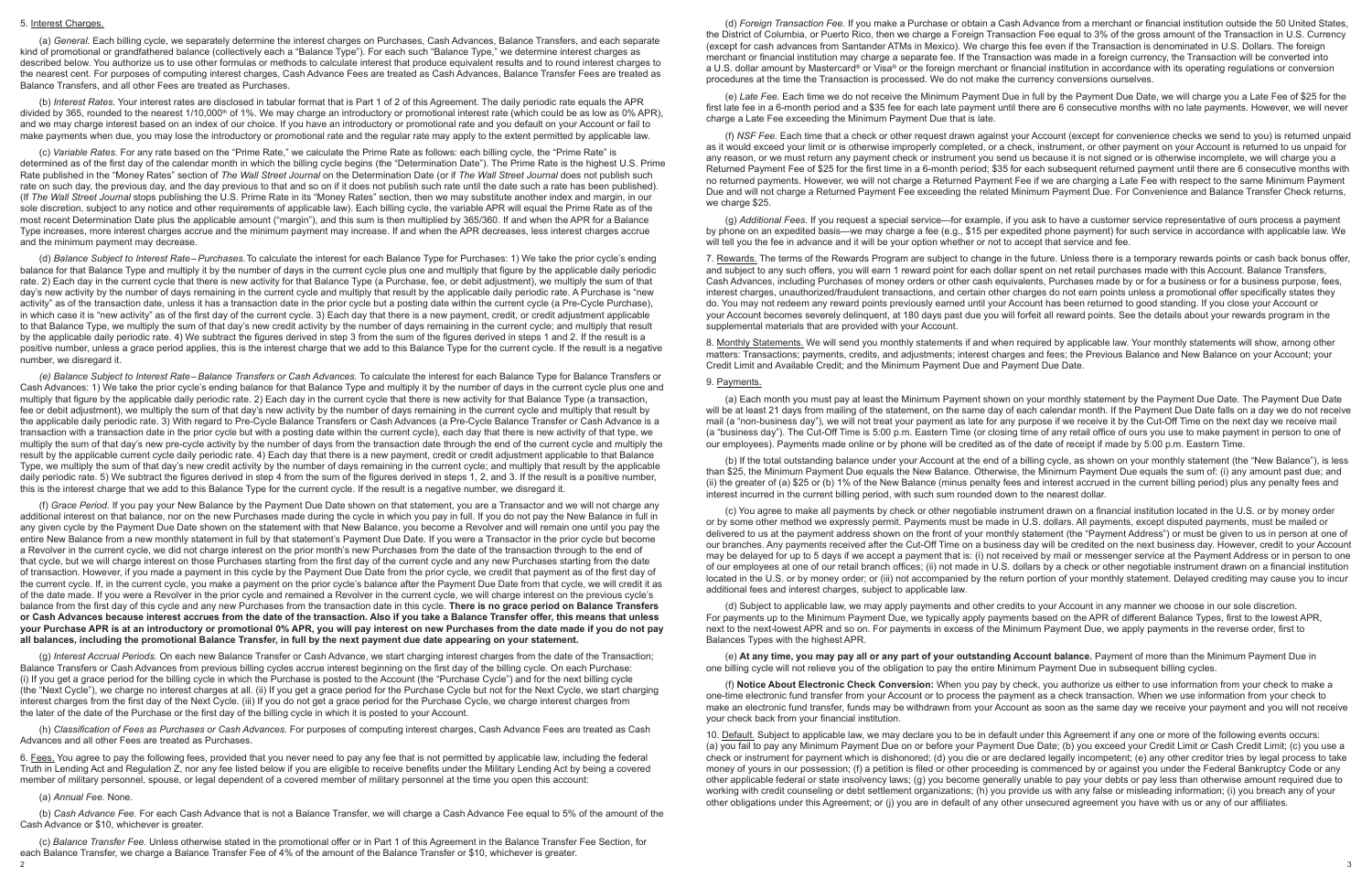5. Interest Charges.

(a) *General.* Each billing cycle, we separately determine the interest charges on Purchases, Cash Advances, Balance Transfers, and each separate kind of promotional or grandfathered balance (collectively each a "Balance Type"). For each such "Balance Type," we determine interest charges as described below. You authorize us to use other formulas or methods to calculate interest that produce equivalent results and to round interest charges to the nearest cent. For purposes of computing interest charges, Cash Advance Fees are treated as Cash Advances, Balance Transfer Fees are treated as Balance Transfers, and all other Fees are treated as Purchases.

(b) *Interest Rates.* Your interest rates are disclosed in tabular format that is Part 1 of 2 of this Agreement. The daily periodic rate equals the APR divided by 365, rounded to the nearest 1/10,000th of 1%. We may charge an introductory or promotional interest rate (which could be as low as 0% APR), and we may charge interest based on an index of our choice. If you have an introductory or promotional rate and you default on your Account or fail to make payments when due, you may lose the introductory or promotional rate and the regular rate may apply to the extent permitted by applicable law.

(c) *Variable Rates.* For any rate based on the "Prime Rate," we calculate the Prime Rate as follows: each billing cycle, the "Prime Rate" is determined as of the first day of the calendar month in which the billing cycle begins (the "Determination Date"). The Prime Rate is the highest U.S. Prime Rate published in the "Money Rates" section of *The Wall Street Journal* on the Determination Date (or if *The Wall Street Journal* does not publish such rate on such day, the previous day, and the day previous to that and so on if it does not publish such rate until the date such a rate has been published). (If *The Wall Street Journal* stops publishing the U.S. Prime Rate in its "Money Rates" section, then we may substitute another index and margin, in our sole discretion, subject to any notice and other requirements of applicable law). Each billing cycle, the variable APR will equal the Prime Rate as of the most recent Determination Date plus the applicable amount ("margin"), and this sum is then multiplied by 365/360. If and when the APR for a Balance Type increases, more interest charges accrue and the minimum payment may increase. If and when the APR decreases, less interest charges accrue and the minimum payment may decrease.

(d) *Balance Subject to Interest Rate – Purchases.* To calculate the interest for each Balance Type for Purchases: 1) We take the prior cycle's ending balance for that Balance Type and multiply it by the number of days in the current cycle plus one and multiply that figure by the applicable daily periodic rate. 2) Each day in the current cycle that there is new activity for that Balance Type (a Purchase, fee, or debit adjustment), we multiply the sum of that day's new activity by the number of days remaining in the current cycle and multiply that result by the applicable daily periodic rate. A Purchase is "new activity" as of the transaction date, unless it has a transaction date in the prior cycle but a posting date within the current cycle (a Pre-Cycle Purchase), in which case it is "new activity" as of the first day of the current cycle. 3) Each day that there is a new payment, credit, or credit adjustment applicable to that Balance Type, we multiply the sum of that day's new credit activity by the number of days remaining in the current cycle; and multiply that result by the applicable daily periodic rate. 4) We subtract the figures derived in step 3 from the sum of the figures derived in steps 1 and 2. If the result is a positive number, unless a grace period applies, this is the interest charge that we add to this Balance Type for the current cycle. If the result is a negative number, we disregard it.

*(e) Balance Subject to Interest Rate – Balance Transfers or Cash Advances.* To calculate the interest for each Balance Type for Balance Transfers or Cash Advances: 1) We take the prior cycle's ending balance for that Balance Type and multiply it by the number of days in the current cycle plus one and multiply that figure by the applicable daily periodic rate. 2) Each day in the current cycle that there is new activity for that Balance Type (the transaction, fee or debit adjustment), we multiply the sum of that day's new activity by the number of days remaining in the current cycle and multiply that result by the applicable daily periodic rate. 3) With regard to Pre-Cycle Balance Transfers or Cash Advances (a Pre-Cycle Balance Transfer or Cash Advance is a transaction with a transaction date in the prior cycle but with a posting date within the current cycle), each day that there is new activity of that type, we multiply the sum of that day's new pre-cycle activity by the number of days from the transaction date through the end of the current cycle and multiply the result by the applicable current cycle daily periodic rate. 4) Each day that there is a new payment, credit or credit adjustment applicable to that Balance Type, we multiply the sum of that day's new credit activity by the number of days remaining in the current cycle; and multiply that result by the applicable daily periodic rate. 5) We subtract the figures derived in step 4 from the sum of the figures derived in steps 1, 2, and 3. If the result is a positive number, this is the interest charge that we add to this Balance Type for the current cycle. If the result is a negative number, we disregard it.

(f) *Grace Period.* If you pay your New Balance by the Payment Due Date shown on that statement, you are a Transactor and we will not charge any additional interest on that balance, nor on the new Purchases made during the cycle in which you pay in full. If you do not pay the New Balance in full in any given cycle by the Payment Due Date shown on the statement with that New Balance, you become a Revolver and will remain one until you pay the entire New Balance from a new monthly statement in full by that statement's Payment Due Date. If you were a Transactor in the prior cycle but become a Revolver in the current cycle, we did not charge interest on the prior month's new Purchases from the date of the transaction through to the end of that cycle, but we will charge interest on those Purchases starting from the first day of the current cycle and any new Purchases starting from the date of transaction. However, if you made a payment in this cycle by the Payment Due Date from the prior cycle, we credit that payment as of the first day of the current cycle. If, in the current cycle, you make a payment on the prior cycle's balance after the Payment Due Date from that cycle, we will credit it as of the date made. If you were a Revolver in the prior cycle and remained a Revolver in the current cycle, we will charge interest on the previous cycle's balance from the first day of this cycle and any new Purchases from the transaction date in this cycle. **There is no grace period on Balance Transfers or Cash Advances because interest accrues from the date of the transaction. Also if you take a Balance Transfer offer, this means that unless your Purchase APR is at an introductory or promotional 0% APR, you will pay interest on new Purchases from the date made if you do not pay all balances, including the promotional Balance Transfer, in full by the next payment due date appearing on your statement.**

(g) *Interest Accrual Periods.* On each new Balance Transfer or Cash Advance, we start charging interest charges from the date of the Transaction; Balance Transfers or Cash Advances from previous billing cycles accrue interest beginning on the first day of the billing cycle. On each Purchase: (i) If you get a grace period for the billing cycle in which the Purchase is posted to the Account (the "Purchase Cycle") and for the next billing cycle (the "Next Cycle"), we charge no interest charges at all. (ii) If you get a grace period for the Purchase Cycle but not for the Next Cycle, we start charging interest charges from the first day of the Next Cycle. (iii) If you do not get a grace period for the Purchase Cycle, we charge interest charges from the later of the date of the Purchase or the first day of the billing cycle in which it is posted to your Account.

(h) *Classification of Fees as Purchases or Cash Advances.* For purposes of computing interest charges, Cash Advance Fees are treated as Cash Advances and all other Fees are treated as Purchases.

6. Fees. You agree to pay the following fees, provided that you never need to pay any fee that is not permitted by applicable law, including the federal Truth in Lending Act and Regulation Z, nor any fee listed below if you are eligible to receive benefits under the Military Lending Act by being a covered member of military personnel, spouse, or legal dependent of a covered member of military personnel at the time you open this account:

(a) *Annual Fee.* None.

(b) *Cash Advance Fee.* For each Cash Advance that is not a Balance Transfer, we will charge a Cash Advance Fee equal to 5% of the amount of the Cash Advance or $10, whichever is greater.

(c) *Balance Transfer Fee.* Unless otherwise stated in the promotional offer or in Part 1 of this Agreement in the Balance Transfer Fee Section, for each Balance Transfer, we charge a Balance Transfer Fee of 4% of the amount of the Balance Transfer or $10, whichever is greater.

(d) *Foreign Transaction Fee.* If you make a Purchase or obtain a Cash Advance from a merchant or financial institution outside the 50 United States, the District of Columbia, or Puerto Rico, then we charge a Foreign Transaction Fee equal to 3% of the gross amount of the Transaction in U.S. Currency (except for cash advances from Santander ATMs in Mexico). We charge this fee even if the Transaction is denominated in U.S. Dollars. The foreign merchant or financial institution may charge a separate fee. If the Transaction was made in a foreign currency, the Transaction will be converted into a U.S. dollar amount by Mastercard® or Visa® or the foreign merchant or financial institution in accordance with its operating regulations or conversion procedures at the time the Transaction is processed. We do not make the currency conversions ourselves.

(e) *Late Fee.* Each time we do not receive the Minimum Payment Due in full by the Payment Due Date, we will charge you a Late Fee of $25 for the first late fee in a 6-month period and a $35 fee for each late payment until there are 6 consecutive months with no late payments. However, we will never charge a Late Fee exceeding the Minimum Payment Due that is late.

(f) *NSF Fee.* Each time that a check or other request drawn against your Account (except for convenience checks we send to you) is returned unpaid as it would exceed your limit or is otherwise improperly completed, or a check, instrument, or other payment on your Account is returned to us unpaid for any reason, or we must return any payment check or instrument you send us because it is not signed or is otherwise incomplete, we will charge you a Returned Payment Fee of $25 for the first time in a 6-month period; $35 for each subsequent returned payment until there are 6 consecutive months with no returned payments. However, we will not charge a Returned Payment Fee if we are charging a Late Fee with respect to the same Minimum Payment Due and will not charge a Returned Payment Fee exceeding the related Minimum Payment Due. For Convenience and Balance Transfer Check returns, we charge $25.

(g) *Additional Fees.* If you request a special service—for example, if you ask to have a customer service representative of ours process a payment by phone on an expedited basis—we may charge a fee (e.g., $15 per expedited phone payment) for such service in accordance with applicable law. We will tell you the fee in advance and it will be your option whether or not to accept that service and fee.

7. Rewards. The terms of the Rewards Program are subject to change in the future. Unless there is a temporary rewards points or cash back bonus offer, and subject to any such offers, you will earn 1 reward point for each dollar spent on net retail purchases made with this Account. Balance Transfers, Cash Advances, including Purchases of money orders or other cash equivalents, Purchases made by or for a business or for a business purpose, fees, interest charges, unauthorized/fraudulent transactions, and certain other charges do not earn points unless a promotional offer specifically states they do. You may not redeem any reward points previously earned until your Account has been returned to good standing. If you close your Account or your Account becomes severely delinquent, at 180 days past due you will forfeit all reward points. See the details about your rewards program in the supplemental materials that are provided with your Account.

8. Monthly Statements. We will send you monthly statements if and when required by applicable law. Your monthly statements will show, among other matters: Transactions; payments, credits, and adjustments; interest charges and fees; the Previous Balance and New Balance on your Account; your Credit Limit and Available Credit; and the Minimum Payment Due and Payment Due Date.

9. Payments.

(a) Each month you must pay at least the Minimum Payment shown on your monthly statement by the Payment Due Date. The Payment Due Date will be at least 21 days from mailing of the statement, on the same day of each calendar month. If the Payment Due Date falls on a day we do not receive mail (a "non-business day"), we will not treat your payment as late for any purpose if we receive it by the Cut-Off Time on the next day we receive mail (a "business day"). The Cut-Off Time is 5:00 p.m. Eastern Time (or closing time of any retail office of ours you use to make payment in person to one of our employees). Payments made online or by phone will be credited as of the date of receipt if made by 5:00 p.m. Eastern Time.

(b) If the total outstanding balance under your Account at the end of a billing cycle, as shown on your monthly statement (the "New Balance"), is less than $25, the Minimum Payment Due equals the New Balance. Otherwise, the Minimum Payment Due equals the sum of: (i) any amount past due; and (ii) the greater of (a) $25 or (b) 1% of the New Balance (minus penalty fees and interest accrued in the current billing period) plus any penalty fees and interest incurred in the current billing period, with such sum rounded down to the nearest dollar.

(c) You agree to make all payments by check or other negotiable instrument drawn on a financial institution located in the U.S. or by money order or by some other method we expressly permit. Payments must be made in U.S. dollars. All payments, except disputed payments, must be mailed or delivered to us at the payment address shown on the front of your monthly statement (the "Payment Address") or must be given to us in person at one of our branches. Any payments received after the Cut-Off Time on a business day will be credited on the next business day. However, credit to your Account may be delayed for up to 5 days if we accept a payment that is: (i) not received by mail or messenger service at the Payment Address or in person to one of our employees at one of our retail branch offices; (ii) not made in U.S. dollars by a check or other negotiable instrument drawn on a financial institution located in the U.S. or by money order; or (iii) not accompanied by the return portion of your monthly statement. Delayed crediting may cause you to incur additional fees and interest charges, subject to applicable law.

(d) Subject to applicable law, we may apply payments and other credits to your Account in any manner we choose in our sole discretion. For payments up to the Minimum Payment Due, we typically apply payments based on the APR of different Balance Types, first to the lowest APR, next to the next-lowest APR and so on. For payments in excess of the Minimum Payment Due, we apply payments in the reverse order, first to Balance Types with the highest APR.

(e) **At any time, you may pay all or any part of your outstanding Account balance.** Payment of more than the Minimum Payment Due in one billing cycle will not relieve you of the obligation to pay the entire Minimum Payment Due in subsequent billing cycles.

(f) **Notice About Electronic Check Conversion:** When you pay by check, you authorize us either to use information from your check to make a one-time electronic fund transfer from your Account or to process the payment as a check transaction. When we use information from your check to make an electronic fund transfer, funds may be withdrawn from your Account as soon as the same day we receive your payment and you will not receive your check back from your financial institution.

10. Default. Subject to applicable law, we may declare you to be in default under this Agreement if any one or more of the following events occurs: (a) you fail to pay any Minimum Payment Due on or before your Payment Due Date; (b) you exceed your Credit Limit or Cash Credit Limit; (c) you use a check or instrument for payment which is dishonored; (d) you die or are declared legally incompetent; (e) any other creditor tries by legal process to take money of yours in our possession; (f) a petition is filed or other proceeding is commenced by or against you under the Federal Bankruptcy Code or any other applicable federal or state insolvency laws; (g) you become generally unable to pay your debts or pay less than otherwise amount required due to working with credit counseling or debt settlement organizations; (h) you provide us with any false or misleading information; (i) you breach any of your other obligations under this Agreement; or (j) you are in default of any other unsecured agreement you have with us or any of our affiliates.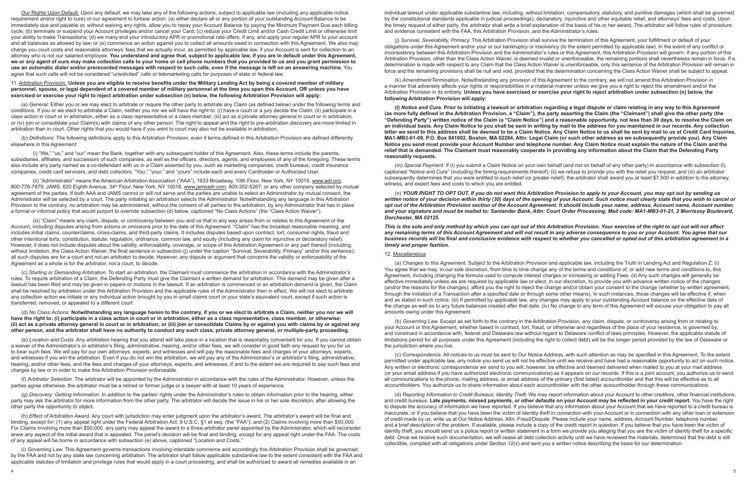Our Rights Upon Default. Upon any default, we may take any of the following actions, subject to applicable law (including any applicable notice requirement and/or right to cure) or our agreement to forbear action: (a) either declare all or any portion of your outstanding Account Balance to be immediately due and payable or, without waiving any rights, allow you to repay your Account Balance by paying the Minimum Payment Due each billing cycle; (b) terminate or suspend your Account privileges and/or cancel your Card; (c) reduce your Credit Limit and/or Cash Credit Limit or otherwise limit your ability to make Transactions; (d) we many end your introductory APR or promotional rate offers, if any, and apply your regular APR to your account and all balances as allowed by law; or (e) commence an action against you to collect all amounts owed in connection with this Agreement. We also may charge you court costs and reasonable attorneys' fees that we actually incur, as permitted by applicable law, if your Account is sent for collection to an attorney who is not our salaried employee. **You understand and agree that, subject to applicable law, if you are in default under this Agreement, we or any agent of ours may make collection calls to your home or cell phone numbers that you provided to us and you grant permission to use an automatic dialer and/or prerecorded messages with respect to such calls, even if the message is left on an answering machine.** You agree that such calls will not be considered "unsolicited" calls or telemarketing calls for purposes of state or federal law.

11. Arbitration Provision. **Unless you are eligible to receive benefits under the Military Lending Act by being a covered member of military personnel, spouse, or legal dependent of a covered member of military personnel at the time you open this Account, OR unless you have exercised or exercise your right to reject arbitration under subsection (n) below, the following Arbitration Provision will apply:**

(a) *General:* Either you or we may elect to arbitrate or require the other party to arbitrate any Claim (as defined below) under the following terms and conditions. If you or we elect to arbitrate a Claim, neither you nor we will have the right to: (i) have a court or a jury decide the Claim; (ii) participate in a class action in court or in arbitration, either as a class representative or a class member; (iii) act as a private attorney general in court or in arbitration; or (iv) join or consolidate your Claim(s) with claims of any other person. The right to appeal and the right to pre-arbitration discovery are more limited in arbitration than in court. Other rights that you would have if you went to court may also not be available in arbitration.

(b) *Definitions:* The following definitions apply to this Arbitration Provision, even if terms defined in this Arbitration Provision are defined differently elsewhere in this Agreement:

(i) "We," "us," and "our" mean the Bank, together with any subsequent holder of this Agreement. Also, these terms include the parents, subsidiaries, affiliates, and successors of such companies, as well as the officers, directors, agents, and employees of any of the foregoing. These terms also include any party named as a co-defendant with us in a Claim asserted by you, such as marketing companies, credit bureaus, credit insurance companies, credit card servicers, and debt collectors. "You," "your," and "yours" include each and every Cardholder or Authorized User.

(ii) "Administrator" means the American Arbitration Association ("AAA"), 1633 Broadway, 10th Floor, New York, NY 10019, www.adr.org, 800-778-7879; JAMS, 620 Eighth Avenue, 34th Floor, New York, NY 10018, www.jamsadr.com, 800-352-5267; or any other company selected by mutual agreement of the parties. If both AAA and JAMS cannot or will not serve and the parties are unable to select an Administrator by mutual consent, the Administrator will be selected by a court. The party initiating an arbitration selects the Administrator. Notwithstanding any language in this Arbitration Provision to the contrary, no arbitration may be administered, without the consent of all parties to the arbitration, by any Administrator that has in place a formal or informal policy that would purport to override subsection (d) below, captioned "No Class Actions" (the "Class Action Waiver").

(iii) "Claim" means any claim, dispute, or controversy between you and us that in any way arises from or relates to this Agreement or the Account, including disputes arising from actions or omissions prior to the date of this Agreement. "Claim" has the broadest reasonable meaning, and includes initial claims, counterclaims, cross-claims, and third-party claims. It includes disputes based upon contract, tort, consumer rights, fraud and other intentional torts, constitution, statute, regulation, ordinance, common law, and equity (including any claim for injunctive or declaratory relief). However, it does not include disputes about the validity, enforceability, coverage, or scope of this Arbitration Agreement or any part thereof (including, without limitation, the Class Action Waiver, the final sentence in subsection (j) under the caption "Survival, Severability, Primacy" and/or this sentence); all such disputes are for a court and not an arbitrator to decide. However, any dispute or argument that concerns the validity or enforceability of the Agreement as a whole is for the arbitrator, not a court, to decide.

(c) *Starting or Demanding Arbitration.* To start an arbitration, the Claimant must commence the arbitration in accordance with the Administrator's rules. To require arbitration of a Claim, the Defending Party must give the Claimant a written demand for arbitration. This demand may be given after a lawsuit has been filed and may be given in papers or motions in the lawsuit. If an arbitration is commenced or an arbitration demand is given, the Claim shall be resolved by arbitration under this Arbitration Provision and the applicable rules of the Administrator then in effect. We will not elect to arbitrate any collection action we initiate or any individual action brought by you in small claims court or your state's equivalent court, except if such action is transferred, removed, or appealed to a different court

(d) *No Class Actions:* **Notwithstanding any language herein to the contrary, if you or we elect to arbitrate a Claim, neither you nor we will have the right to: (i) participate in a class action in court or in arbitration, either as a class representative, class member, or otherwise; (ii) act as a private attorney general in court or in arbitration; or (iii) join or consolidate Claims by or against you with claims by or against any other person, and the arbitrator shall have no authority to conduct any such class, private attorney general, or multiple-party proceeding.**

(e) *Location and Costs.* Any arbitration hearing that you attend will take place in a location that is reasonably convenient for you. If you cannot obtain a waiver of the Administrator's or arbitrator's filing, administrative, hearing, and/or other fees, we will consider in good faith any request by you for us to bear such fees. We will pay for our own attorneys, experts, and witnesses and will pay the reasonable fees and charges of your attorneys, experts, and witnesses if you win the arbitration. Even if you do not win the arbitration, we will pay any of the Administrator's or arbitrator's filing, administrative, hearing, and/or other fees, and the fees and charges of your attorneys, experts, and witnesses, if and to the extent we are required to pay such fees and charges by law or in order to make this Arbitration Provision enforceable.

(f) *Arbitrator Selection.* The arbitrator will be appointed by the Administrator in accordance with the rules of the Administrator. However, unless the parties agree otherwise, the arbitrator must be a retired or former judge or a lawyer with at least 10 years of experience.

(g) *Discovery; Getting Information.* In addition to the parties' rights under the Administrator's rules to obtain information prior to the hearing, either party may ask the arbitrator for more information from the other party. The arbitrator will decide the issue in his or her sole discretion, after allowing the other party the opportunity to object.

(h) *Effect of Arbitration Award.* Any court with jurisdiction may enter judgment upon the arbitrator's award. The arbitrator's award will be final and binding, except for: (1) any appeal right under the Federal Arbitration Act, 9 U.S.C. §1 et seq. (the "FAA"); and (2) Claims involving more than $50,000. For Claims involving more than $50,000, any party may appeal the award to a three-arbitrator panel appointed by the Administrator, which will reconsider anew any aspect of the initial award that is appealed. The panel's decision will be final and binding, except for any appeal right under the FAA. The costs of any appeal will be borne in accordance with subsection (e) above, captioned "Location and Costs."

(i) *Governing Law.* This Agreement governs transactions involving interstate commerce and accordingly this Arbitration Provision shall be governed by the FAA and not by any state law concerning arbitration. The arbitrator shall follow applicable substantive law to the extent consistent with the FAA and applicable statutes of limitation and privilege rules that would apply in a court proceeding, and shall be authorized to award all remedies available in an individual lawsuit under applicable substantive law, including, without limitation, compensatory, statutory, and punitive damages (which shall be governed by the constitutional standards applicable in judicial proceedings), declaratory, injunctive and other equitable relief, and attorneys' fees and costs. Upon the timely request of either party, the arbitrator shall write a brief explanation of the basis of his or her award. The arbitrator will follow rules of procedure and evidence consistent with the FAA, this Arbitration Provision, and the Administrator's rules.

(j) *Survival, Severability, Primacy.* This Arbitration Provision shall survive the termination of this Agreement, your fulfillment or default of your obligations under this Agreement and/or your or our bankruptcy or insolvency (to the extent permitted by applicable law). In the event of any conflict or inconsistency between this Arbitration Provision and the Administrator's rules or this Agreement, this Arbitration Provision will govern. If any portion of this Arbitration Provision, other than the Class Action Waiver, is deemed invalid or unenforceable, the remaining portions shall nevertheless remain in force. If a determination is made with respect to any Claim that the Class Action Waiver is unenforceable, only this sentence of the Arbitration Provision will remain in force and the remaining provisions shall be null and void, provided that the determination concerning the Class Action Waiver shall be subject to appeal.

(k) *Amendment/Termination.* Notwithstanding any provision of this Agreement to the contrary, we will not amend this Arbitration Provision in a manner that adversely affects your rights or responsibilities in a material manner unless we give you a right to reject the amendment and/or the Arbitration Provision in its entirety. **Unless you have exercised or exercise your right to reject arbitration under subsection (n) below, the following Arbitration Provision will apply:**

**(l) *Notice and Cure.* Prior to initiating a lawsuit or arbitration regarding a legal dispute or claim relating in any way to this Agreement (as more fully defined in the Arbitration Provision, a "Claim"), the party asserting the Claim (the "Claimant") shall give the other party (the "Defending Party") written notice of the Claim (a "Claim Notice") and a reasonable opportunity, not less than 30 days, to resolve the Claim on an individual basis. Any Claim Notice to you shall be sent in writing by mail to the address for you maintained in our records. Any collection letter we send to this address shall be deemed to be a Claim Notice. Any Claim Notice to us shall be sent by mail to us at Credit Card Inquiries, MA1-MB3-01-09, P.O. Box 841002, Boston, MA 02284, Attn: Legal Claim (or such other address as we subsequently provide you). Any Claim Notice you send must provide your Account Number and telephone number. Any Claim Notice must explain the nature of the Claim and the relief that is demanded. The Claimant must reasonably cooperate in providing any information about the Claim that the Defending Party reasonably requests.**

(m) *Special Payment:* If (i) you submit a Claim Notice on your own behalf (and not on behalf of any other party) in accordance with subsection (l), captioned "Notice and Cure" (including the timing requirements thereof); (ii) we refuse to provide you with the relief you request; and (iii) an arbitrator subsequently determines that you were entitled to such relief (or greater relief), the arbitrator shall award you at least $7,500 in addition to the attorney, witness, and expert fees and costs to which you are entitled.

(n) ***YOUR RIGHT TO OPT OUT. If you do not want this Arbitration Provision to apply to your Account, you may opt out by sending us written notice of your decision within thirty (30) days of the opening of your Account. Such notice must clearly state that you wish to cancel or opt out of the Arbitration Provision section of the Account Agreement. It should include your name, address, Account number, Account number, and your signature and must be mailed to: Santander Bank, Attn: Court Order Processing, Mail code: MA1-MB3-01-21, 2 Morrissey Boulevard, Dorchester, MA 02125.***

***This is the sole and only method by which you can opt out of this Arbitration Provision. Your exercise of the right to opt out will not affect any remaining terms of this Account Agreement and will not result in any adverse consequence to you or your Account. You agree that our business records will be final and conclusive evidence with respect to whether you cancelled or opted out of this arbitration agreement in a timely and proper fashion.***

12. Miscellaneous

(a) *Changes to this Agreement.* Subject to the Arbitration Provision and applicable law, including the Truth in Lending Act and Regulation Z: (i) You agree that we may, in our sole discretion, from time to time change any of the terms and conditions of, or add new terms and conditions to, this Agreement, including changing the formula used to compute interest charges or increasing or adding Fees. (ii) Any such changes will generally be effective immediately unless we are required by applicable law or elect, in our discretion, to provide you with advance written notice of the changes (and/or the reasons for the changes), afford you the right to reject the change and/or obtain your consent to the change (whether by written agreement, through the initiation of a Transaction after a specified date or through some other means). In such instances, those changes will be effective if, when and as stated in such notice. (iii) If permitted by applicable law, any changes may apply to your outstanding Account balance on the effective date of the change as well as to any future balances created after that date. (iv) No change to any term of this Agreement will excuse your obligation to pay all amounts owing under this Agreement.

(b) *Governing Law.* Except as set forth to the contrary in the Arbitration Provision, any claim, dispute, or controversy arising from or relating to your Account or this Agreement, whether based in contract, tort, fraud, or otherwise and regardless of the place of your residence, is governed by, and construed in accordance with, federal and Delaware law without regard to Delaware conflict of laws principles. However, the applicable statute of limitations period for all purposes under this Agreement (including the right to collect debt) will be the longer period provided by the law of Delaware or the jurisdiction where you live.

(c) *Correspondence.* All notices to us must be sent to Our Notice Address, with such attention as may be specified in this Agreement. To the extent permitted under applicable law, any notice you send us will not be effective until we receive and have had a reasonable opportunity to act on such notice. Any written or electronic correspondence we send to you will, however, be effective and deemed delivered when mailed to you at your mail address (or your email address if you have authorized electronic communications) as it appears on our records. If this is a joint account, you authorize us to send all communications to the phone, mailing address, or email address of the primary (first listed) accountholder and that this will be effective as to all accountholders. You authorize us to share information about each accountholder with the other accountholder through these communications.

(d) *Reporting Information to Credit Bureaus; Identity Theft.* We may report information about your Account to other creditors, other financial institutions, and credit bureaus. **Late payments, missed payments, or other defaults on your Account may be reflected in your credit report.** You have the right to dispute the accuracy of information we have reported. If you believe that any information about your Account that we have reported to a credit bureau is inaccurate, or if you believe that you have been the victim of identity theft in connection with your Account or in connection with any other loan or extension of credit made by us, write us at Our Notice Address, Attn: Fraud/Dispute. Please include your name, address, Account Number, telephone number, and a brief description of the problem. If available, please include a copy of the credit report in question. If you believe that you have been the victim of identity theft, you should send us a police report or written statement in a form we provide you alleging that you are the victim of identity theft for a specific debt. Once we receive such documentation, we will cease all debt collection activity until we have reviewed the materials, determined that the debt is still collectible, complied with all obligations under Section 12(x) and sent you a written notice describing the basis for our determination.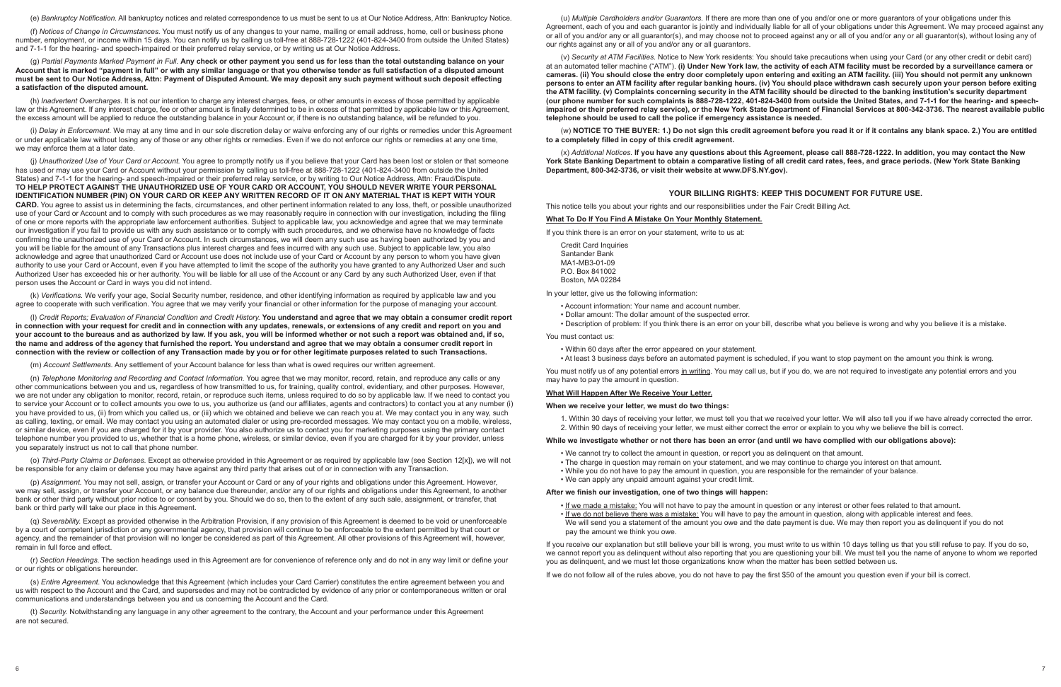(e) *Bankruptcy Notification.* All bankruptcy notices and related correspondence to us must be sent to us at Our Notice Address, Attn: Bankruptcy Notice.

(f) *Notices of Change in Circumstances.* You must notify us of any changes to your name, mailing or email address, home, cell or business phone number, employment, or income within 15 days. You can notify us by calling us toll-free at 888-728-1222 (401-824-3400 from outside the United States) and 7-1-1 for the hearing- and speech-impaired or their preferred relay service, or by writing us at Our Notice Address.

(g) *Partial Payments Marked Payment in Full.* **Any check or other payment you send us for less than the total outstanding balance on your Account that is marked "payment in full" or with any similar language or that you otherwise tender as full satisfaction of a disputed amount must be sent to Our Notice Address, Attn: Payment of Disputed Amount. We may deposit any such payment without such deposit effecting a satisfaction of the disputed amount.**

(h) *Inadvertent Overcharges.* It is not our intention to charge any interest charges, fees, or other amounts in excess of those permitted by applicable law or this Agreement. If any interest charge, fee or other amount is finally determined to be in excess of that permitted by applicable law or this Agreement, the excess amount will be applied to reduce the outstanding balance in your Account or, if there is no outstanding balance, will be refunded to you.

(i) *Delay in Enforcement.* We may at any time and in our sole discretion delay or waive enforcing any of our rights or remedies under this Agreement or under applicable law without losing any of those or any other rights or remedies. Even if we do not enforce our rights or remedies at any one time, we may enforce them at a later date.

(j) *Unauthorized Use of Your Card or Account.* You agree to promptly notify us if you believe that your Card has been lost or stolen or that someone has used or may use your Card or Account without your permission by calling us toll-free at 888-728-1222 (401-824-3400 from outside the United States) and 7-1-1 for the hearing- and speech-impaired or their preferred relay service, or by writing to Our Notice Address, Attn: Fraud/Dispute. **TO HELP PROTECT AGAINST THE UNAUTHORIZED USE OF YOUR CARD OR ACCOUNT, YOU SHOULD NEVER WRITE YOUR PERSONAL IDENTIFICATION NUMBER (PIN) ON YOUR CARD OR KEEP ANY WRITTEN RECORD OF IT ON ANY MATERIAL THAT IS KEPT WITH YOUR CARD.** You agree to assist us in determining the facts, circumstances, and other pertinent information related to any loss, theft, or possible unauthorized use of your Card or Account and to comply with such procedures as we may reasonably require in connection with our investigation, including the filing of one or more reports with the appropriate law enforcement authorities. Subject to applicable law, you acknowledge and agree that we may terminate our investigation if you fail to provide us with any such assistance or to comply with such procedures, and we otherwise have no knowledge of facts confirming the unauthorized use of your Card or Account. In such circumstances, we will deem any such use as having been authorized by you and you will be liable for the amount of any Transactions plus interest charges and fees incurred with any such use. Subject to applicable law, you also acknowledge and agree that unauthorized Card or Account use does not include use of your Card or Account by any person to whom you have given authority to use your Card or Account, even if you have attempted to limit the scope of the authority you have granted to any Authorized User and such Authorized User has exceeded his or her authority. You will be liable for all use of the Account or any Card by any such Authorized User, even if that person uses the Account or Card in ways you did not intend.

(k) *Verifications.* We verify your age, Social Security number, residence, and other identifying information as required by applicable law and you agree to cooperate with such verification. You agree that we may verify your financial or other information for the purpose of managing your account.

(l) *Credit Reports; Evaluation of Financial Condition and Credit History.* **You understand and agree that we may obtain a consumer credit report in connection with your request for credit and in connection with any updates, renewals, or extensions of any credit and report on you and your account to the bureaus and as authorized by law. If you ask, you will be informed whether or not such a report was obtained and, if so, the name and address of the agency that furnished the report. You understand and agree that we may obtain a consumer credit report in connection with the review or collection of any Transaction made by you or for other legitimate purposes related to such Transactions.**

(m) *Account Settlements.* Any settlement of your Account balance for less than what is owed requires our written agreement.

(n) *Telephone Monitoring and Recording and Contact Information.* You agree that we may monitor, record, retain, and reproduce any calls or any other communications between you and us, regardless of how transmitted to us, for training, quality control, evidentiary, and other purposes. However, we are not under any obligation to monitor, record, retain, or reproduce such items, unless required to do so by applicable law. If we need to contact you to service your Account or to collect amounts you owe to us, you authorize us (and our affiliates, agents and contractors) to contact you at any number (i) you have provided to us, (ii) from which you called us, or (iii) which we obtained and believe we can reach you at. We may contact you in any way, such as calling, texting, or email. We may contact you using an automated dialer or using pre-recorded messages. We may contact you on a mobile, wireless, or similar device, even if you are charged for it by your provider. You also authorize us to contact you for marketing purposes using the primary contact telephone number you provided to us, whether that is a home phone, wireless, or similar device, even if you are charged for it by your provider, unless you separately instruct us not to call that phone number.

(o) *Third-Party Claims or Defenses.* Except as otherwise provided in this Agreement or as required by applicable law (see Section 12[x]), we will not be responsible for any claim or defense you may have against any third party that arises out of or in connection with any Transaction.

(p) *Assignment.* You may not sell, assign, or transfer your Account or Card or any of your rights and obligations under this Agreement. However, we may sell, assign, or transfer your Account, or any balance due thereunder, and/or any of our rights and obligations under this Agreement, to another bank or other third party without prior notice to or consent by you. Should we do so, then to the extent of any such sale, assignment, or transfer, that bank or third party will take our place in this Agreement.

(q) *Severability.* Except as provided otherwise in the Arbitration Provision, if any provision of this Agreement is deemed to be void or unenforceable by a court of competent jurisdiction or any governmental agency, that provision will continue to be enforceable to the extent permitted by that court or agency, and the remainder of that provision will no longer be considered as part of this Agreement. All other provisions of this Agreement will, however, remain in full force and effect.

(r) *Section Headings.* The section headings used in this Agreement are for convenience of reference only and do not in any way limit or define your or our rights or obligations hereunder.

(s) *Entire Agreement.* You acknowledge that this Agreement (which includes your Card Carrier) constitutes the entire agreement between you and us with respect to the Account and the Card, and supersedes and may not be contradicted by evidence of any prior or contemporaneous written or oral communications and understandings between you and us concerning the Account and the Card.

(t) *Security.* Notwithstanding any language in any other agreement to the contrary, the Account and your performance under this Agreement are not secured.

(u) *Multiple Cardholders and/or Guarantors.* If there are more than one of you and/or one or more guarantors of your obligations under this Agreement, each of you and each guarantor is jointly and individually liable for all of your obligations under this Agreement. We may proceed against any or all of you and/or any or all guarantor(s), and may choose not to proceed against any or all of you and/or any or all guarantor(s), without losing any of our rights against any or all of you and/or any or all guarantors.

(v) *Security at ATM Facilities.* Notice to New York residents: You should take precautions when using your Card (or any other credit or debit card) at an automated teller machine ("ATM"). **(i) Under New York law, the activity of each ATM facility must be recorded by a surveillance camera or cameras. (ii) You should close the entry door completely upon entering and exiting an ATM facility. (iii) You should not permit any unknown persons to enter an ATM facility after regular banking hours. (iv) You should place withdrawn cash securely upon your person before exiting the ATM facility. (v) Complaints concerning security in the ATM facility should be directed to the banking institution's security department (our phone number for such complaints is 888-728-1222, 401-824-3400 from outside the United States, and 7-1-1 for the hearing- and speech-impaired or their preferred relay service), or the New York State Department of Financial Services at 800-342-3736. The nearest available public telephone should be used to call the police if emergency assistance is needed.**

(w) **NOTICE TO THE BUYER: 1.) Do not sign this credit agreement before you read it or if it contains any blank space. 2.) You are entitled to a completely filled in copy of this credit agreement.**

(x) *Additional Notices.* **If you have any questions about this Agreement, please call 888-728-1222. In addition, you may contact the New York State Banking Department to obtain a comparative listing of all credit card rates, fees, and grace periods. (New York State Banking Department, 800-342-3736, or visit their website at www.DFS.NY.gov).**

## YOUR BILLING RIGHTS: KEEP THIS DOCUMENT FOR FUTURE USE.

This notice tells you about your rights and our responsibilities under the Fair Credit Billing Act.

**<u>What To Do If You Find A Mistake On Your Monthly Statement.</u>**

If you think there is an error on your statement, write to us at:

Credit Card Inquiries
Santander Bank
MA1-MB3-01-09
P.O. Box 841002
Boston, MA 02284

In your letter, give us the following information:

- Account information: Your name and account number.
- Dollar amount: The dollar amount of the suspected error.
- Description of problem: If you think there is an error on your bill, describe what you believe is wrong and why you believe it is a mistake.

You must contact us:

- Within 60 days after the error appeared on your statement.
- At least 3 business days before an automated payment is scheduled, if you want to stop payment on the amount you think is wrong.

You must notify us of any potential errors <u>in writing</u>. You may call us, but if you do, we are not required to investigate any potential errors and you may have to pay the amount in question.

**<u>What Will Happen After We Receive Your Letter.</u>**

**When we receive your letter, we must do two things:**

1. Within 30 days of receiving your letter, we must tell you that we received your letter. We will also tell you if we have already corrected the error.
2. Within 90 days of receiving your letter, we must either correct the error or explain to you why we believe the bill is correct.

**While we investigate whether or not there has been an error (and until we have complied with our obligations above):**

- We cannot try to collect the amount in question, or report you as delinquent on that amount.
- The charge in question may remain on your statement, and we may continue to charge you interest on that amount.
- While you do not have to pay the amount in question, you are responsible for the remainder of your balance.
- We can apply any unpaid amount against your credit limit.

**After we finish our investigation, one of two things will happen:**

- <u>If we made a mistake:</u> You will not have to pay the amount in question or any interest or other fees related to that amount.
- <u>If we do not believe there was a mistake:</u> You will have to pay the amount in question, along with applicable interest and fees. We will send you a statement of the amount you owe and the date payment is due. We may then report you as delinquent if you do not pay the amount we think you owe.

If you receive our explanation but still believe your bill is wrong, you must write to us within 10 days telling us that you still refuse to pay. If you do so, we cannot report you as delinquent without also reporting that you are questioning your bill. We must tell you the name of anyone to whom we reported you as delinquent, and we must let those organizations know when the matter has been settled between us.

If we do not follow all of the rules above, you do not have to pay the first $50 of the amount you question even if your bill is correct.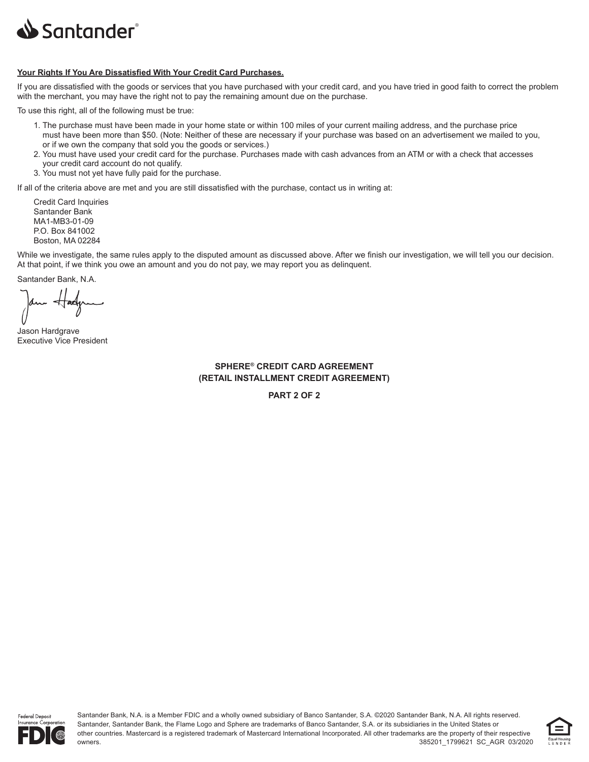**Your Rights If You Are Dissatisfied With Your Credit Card Purchases.**

If you are dissatisfied with the goods or services that you have purchased with your credit card, and you have tried in good faith to correct the problem with the merchant, you may have the right not to pay the remaining amount due on the purchase.

To use this right, all of the following must be true:

1. The purchase must have been made in your home state or within 100 miles of your current mailing address, and the purchase price must have been more than $50. (Note: Neither of these are necessary if your purchase was based on an advertisement we mailed to you, or if we own the company that sold you the goods or services.)
2. You must have used your credit card for the purchase. Purchases made with cash advances from an ATM or with a check that accesses your credit card account do not qualify.
3. You must not yet have fully paid for the purchase.

If all of the criteria above are met and you are still dissatisfied with the purchase, contact us in writing at:

Credit Card Inquiries
Santander Bank
MA1-MB3-01-09
P.O. Box 841002
Boston, MA 02284

While we investigate, the same rules apply to the disputed amount as discussed above. After we finish our investigation, we will tell you our decision. At that point, if we think you owe an amount and you do not pay, we may report you as delinquent.

Santander Bank, N.A.

Jason Hardgrave
Executive Vice President

**SPHERE® CREDIT CARD AGREEMENT**
**(RETAIL INSTALLMENT CREDIT AGREEMENT)**

**PART 2 OF 2**

Santander Bank, N.A. is a Member FDIC and a wholly owned subsidiary of Banco Santander, S.A. ©2020 Santander Bank, N.A. All rights reserved. Santander, Santander Bank, the Flame Logo and Sphere are trademarks of Banco Santander, S.A. or its subsidiaries in the United States or other countries. Mastercard is a registered trademark of Mastercard International Incorporated. All other trademarks are the property of their respective owners. 385201_1799621 SC_AGR 03/2020